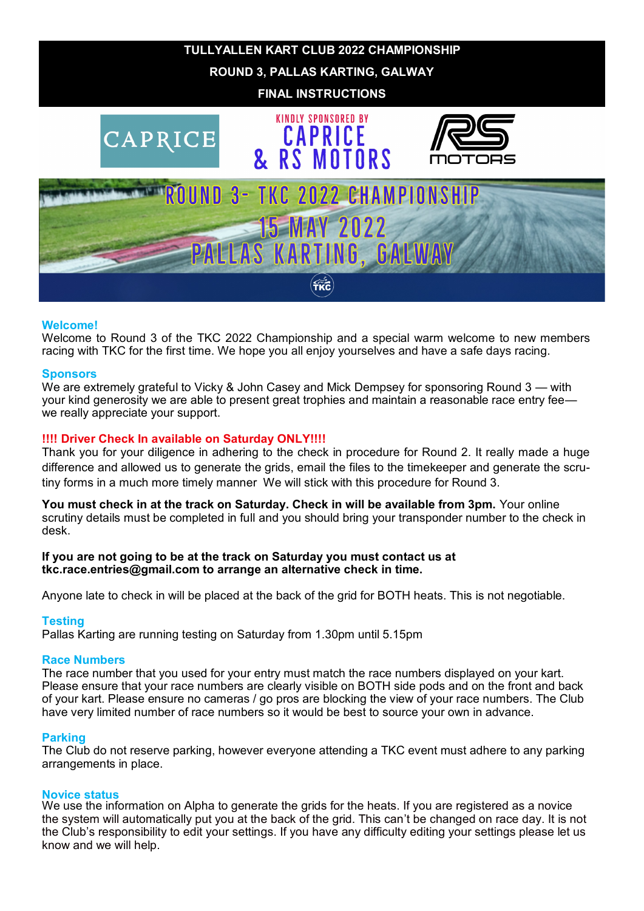# TULLYALLEN KART CLUB 2022 CHAMPIONSHIP

## ROUND 3, PALLAS KARTING, GALWAY

## FINAL INSTRUCTIONS

CAPRICE

KINDLY SPONSORED BY CAPRICE & RS MOTORS

RS MOTORS

ROUND 3- TKC 2022 CHAMPIONSHIP

15 MAY 2022

PALLAS KARTING, GALWAY

TKC

### Welcome!

Welcome to Round 3 of the TKC 2022 Championship and a special warm welcome to new members racing with TKC for the first time. We hope you all enjoy yourselves and have a safe days racing.

### Sponsors

We are extremely grateful to Vicky & John Casey and Mick Dempsey for sponsoring Round 3 — with your kind generosity we are able to present great trophies and maintain a reasonable race entry fee—we really appreciate your support.

### !!!! Driver Check In available on Saturday ONLY!!!!

Thank you for your diligence in adhering to the check in procedure for Round 2. It really made a huge difference and allowed us to generate the grids, email the files to the timekeeper and generate the scrutiny forms in a much more timely manner  We will stick with this procedure for Round 3.

**You must check in at the track on Saturday. Check in will be available from 3pm.** Your online scrutiny details must be completed in full and you should bring your transponder number to the check in desk.

**If you are not going to be at the track on Saturday you must contact us at tkc.race.entries@gmail.com to arrange an alternative check in time.**

Anyone late to check in will be placed at the back of the grid for BOTH heats. This is not negotiable.

### Testing

Pallas Karting are running testing on Saturday from 1.30pm until 5.15pm

### Race Numbers

The race number that you used for your entry must match the race numbers displayed on your kart. Please ensure that your race numbers are clearly visible on BOTH side pods and on the front and back of your kart. Please ensure no cameras / go pros are blocking the view of your race numbers. The Club have very limited number of race numbers so it would be best to source your own in advance.

### Parking

The Club do not reserve parking, however everyone attending a TKC event must adhere to any parking arrangements in place.

### Novice status

We use the information on Alpha to generate the grids for the heats. If you are registered as a novice the system will automatically put you at the back of the grid. This can't be changed on race day. It is not the Club's responsibility to edit your settings. If you have any difficulty editing your settings please let us know and we will help.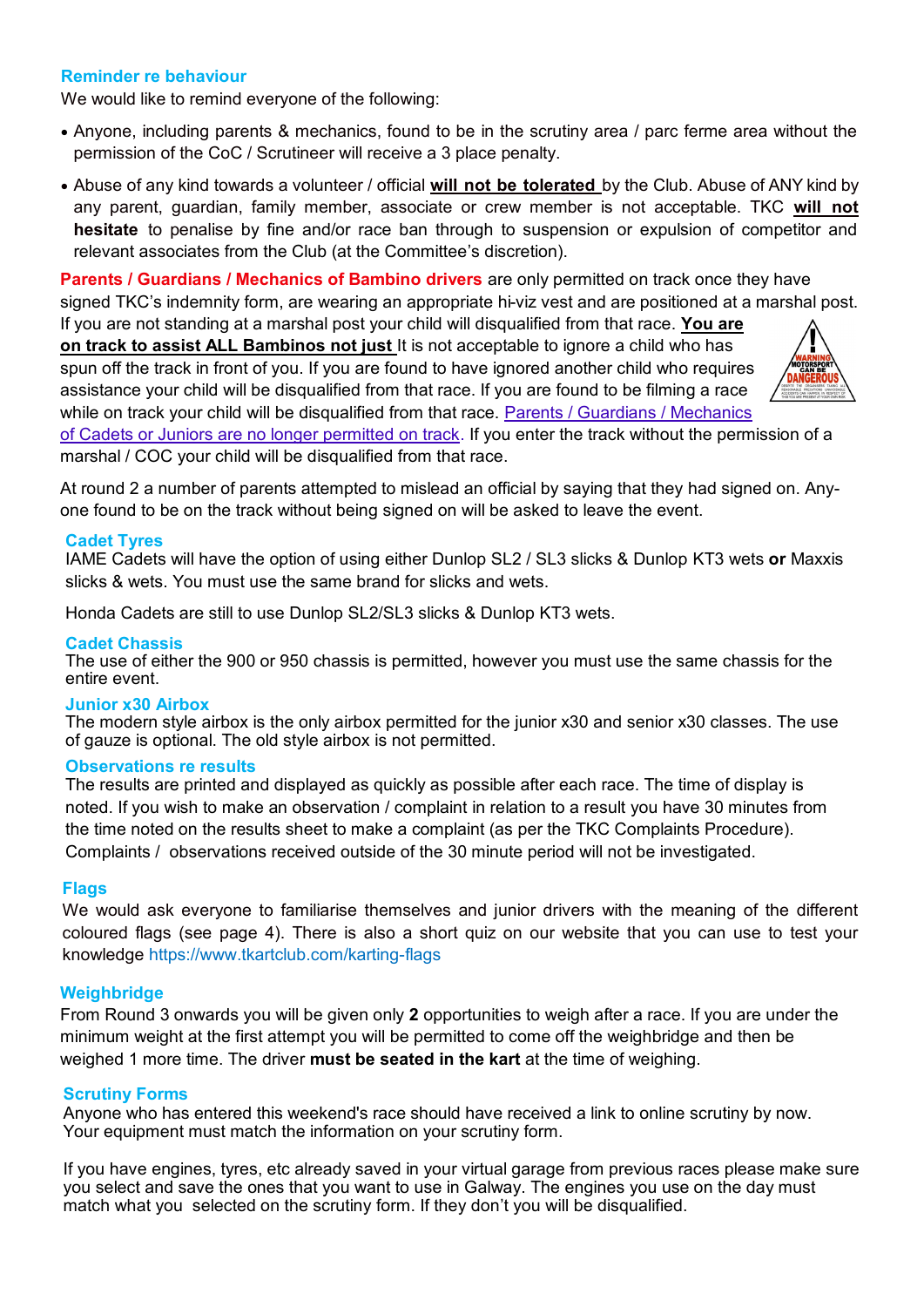## Reminder re behaviour

We would like to remind everyone of the following:

- Anyone, including parents & mechanics, found to be in the scrutiny area / parc ferme area without the permission of the CoC / Scrutineer will receive a 3 place penalty.
- Abuse of any kind towards a volunteer / official **will not be tolerated** by the Club. Abuse of ANY kind by any parent, guardian, family member, associate or crew member is not acceptable. TKC **will not hesitate** to penalise by fine and/or race ban through to suspension or expulsion of competitor and relevant associates from the Club (at the Committee's discretion).

**Parents / Guardians / Mechanics of Bambino drivers** are only permitted on track once they have signed TKC's indemnity form, are wearing an appropriate hi-viz vest and are positioned at a marshal post. If you are not standing at a marshal post your child will disqualified from that race. **You are on track to assist ALL Bambinos not just** It is not acceptable to ignore a child who has spun off the track in front of you. If you are found to have ignored another child who requires assistance your child will be disqualified from that race. If you are found to be filming a race while on track your child will be disqualified from that race. Parents / Guardians / Mechanics of Cadets or Juniors are no longer permitted on track. If you enter the track without the permission of a marshal / COC your child will be disqualified from that race.

At round 2 a number of parents attempted to mislead an official by saying that they had signed on. Anyone found to be on the track without being signed on will be asked to leave the event.

## Cadet Tyres

IAME Cadets will have the option of using either Dunlop SL2 / SL3 slicks & Dunlop KT3 wets **or** Maxxis slicks & wets. You must use the same brand for slicks and wets.

Honda Cadets are still to use Dunlop SL2/SL3 slicks & Dunlop KT3 wets.

## Cadet Chassis

The use of either the 900 or 950 chassis is permitted, however you must use the same chassis for the entire event.

## Junior x30 Airbox

The modern style airbox is the only airbox permitted for the junior x30 and senior x30 classes. The use of gauze is optional. The old style airbox is not permitted.

## Observations re results

The results are printed and displayed as quickly as possible after each race. The time of display is noted. If you wish to make an observation / complaint in relation to a result you have 30 minutes from the time noted on the results sheet to make a complaint (as per the TKC Complaints Procedure). Complaints / observations received outside of the 30 minute period will not be investigated.

## Flags

We would ask everyone to familiarise themselves and junior drivers with the meaning of the different coloured flags (see page 4). There is also a short quiz on our website that you can use to test your knowledge https://www.tkartclub.com/karting-flags

## Weighbridge

From Round 3 onwards you will be given only **2** opportunities to weigh after a race. If you are under the minimum weight at the first attempt you will be permitted to come off the weighbridge and then be weighed 1 more time. The driver **must be seated in the kart** at the time of weighing.

## Scrutiny Forms

Anyone who has entered this weekend's race should have received a link to online scrutiny by now. Your equipment must match the information on your scrutiny form.

If you have engines, tyres, etc already saved in your virtual garage from previous races please make sure you select and save the ones that you want to use in Galway. The engines you use on the day must match what you selected on the scrutiny form. If they don't you will be disqualified.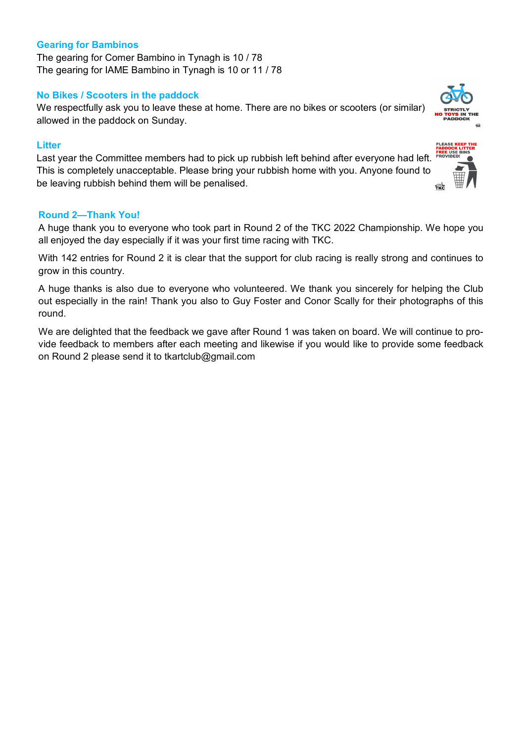## Gearing for Bambinos

The gearing for Comer Bambino in Tynagh is 10 / 78
The gearing for IAME Bambino in Tynagh is 10 or 11 / 78

## No Bikes / Scooters in the paddock

We respectfully ask you to leave these at home. There are no bikes or scooters (or similar) allowed in the paddock on Sunday.

## Litter

Last year the Committee members had to pick up rubbish left behind after everyone had left. This is completely unacceptable. Please bring your rubbish home with you. Anyone found to be leaving rubbish behind them will be penalised.

## Round 2—Thank You!

A huge thank you to everyone who took part in Round 2 of the TKC 2022 Championship. We hope you all enjoyed the day especially if it was your first time racing with TKC.

With 142 entries for Round 2 it is clear that the support for club racing is really strong and continues to grow in this country.

A huge thanks is also due to everyone who volunteered. We thank you sincerely for helping the Club out especially in the rain! Thank you also to Guy Foster and Conor Scally for their photographs of this round.

We are delighted that the feedback we gave after Round 1 was taken on board. We will continue to provide feedback to members after each meeting and likewise if you would like to provide some feedback on Round 2 please send it to tkartclub@gmail.com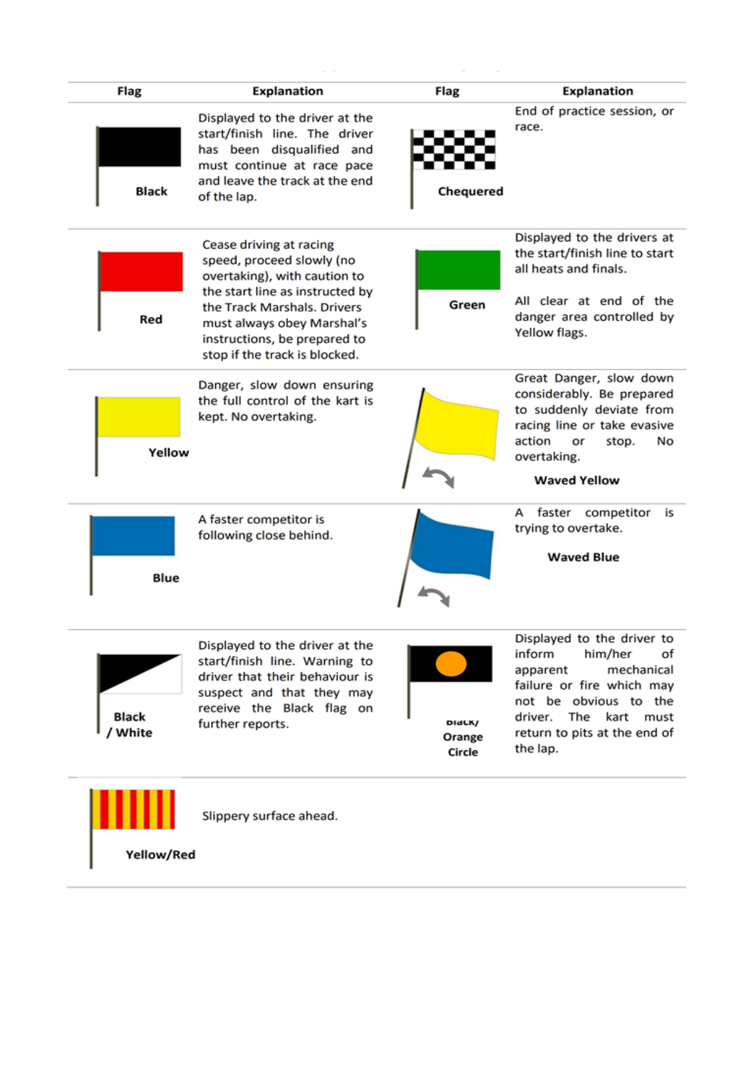| Flag | Explanation | Flag | Explanation |
|---|---|---|---|
| Black | Displayed to the driver at the start/finish line. The driver has been disqualified and must continue at race pace and leave the track at the end of the lap. | Chequered | End of practice session, or race. |
| Red | Cease driving at racing speed, proceed slowly (no overtaking), with caution to the start line as instructed by the Track Marshals. Drivers must always obey Marshal's instructions, be prepared to stop if the track is blocked. | Green | Displayed to the drivers at the start/finish line to start all heats and finals. All clear at end of the danger area controlled by Yellow flags. |
| Yellow | Danger, slow down ensuring the full control of the kart is kept. No overtaking. | Waved Yellow | Great Danger, slow down considerably. Be prepared to suddenly deviate from racing line or take evasive action or stop. No overtaking. |
| Blue | A faster competitor is following close behind. | Waved Blue | A faster competitor is trying to overtake. |
| Black / White | Displayed to the driver at the start/finish line. Warning to driver that their behaviour is suspect and that they may receive the Black flag on further reports. | Black/ Orange Circle | Displayed to the driver to inform him/her of apparent mechanical failure or fire which may not be obvious to the driver. The kart must return to pits at the end of the lap. |
| Yellow/Red | Slippery surface ahead. | | |